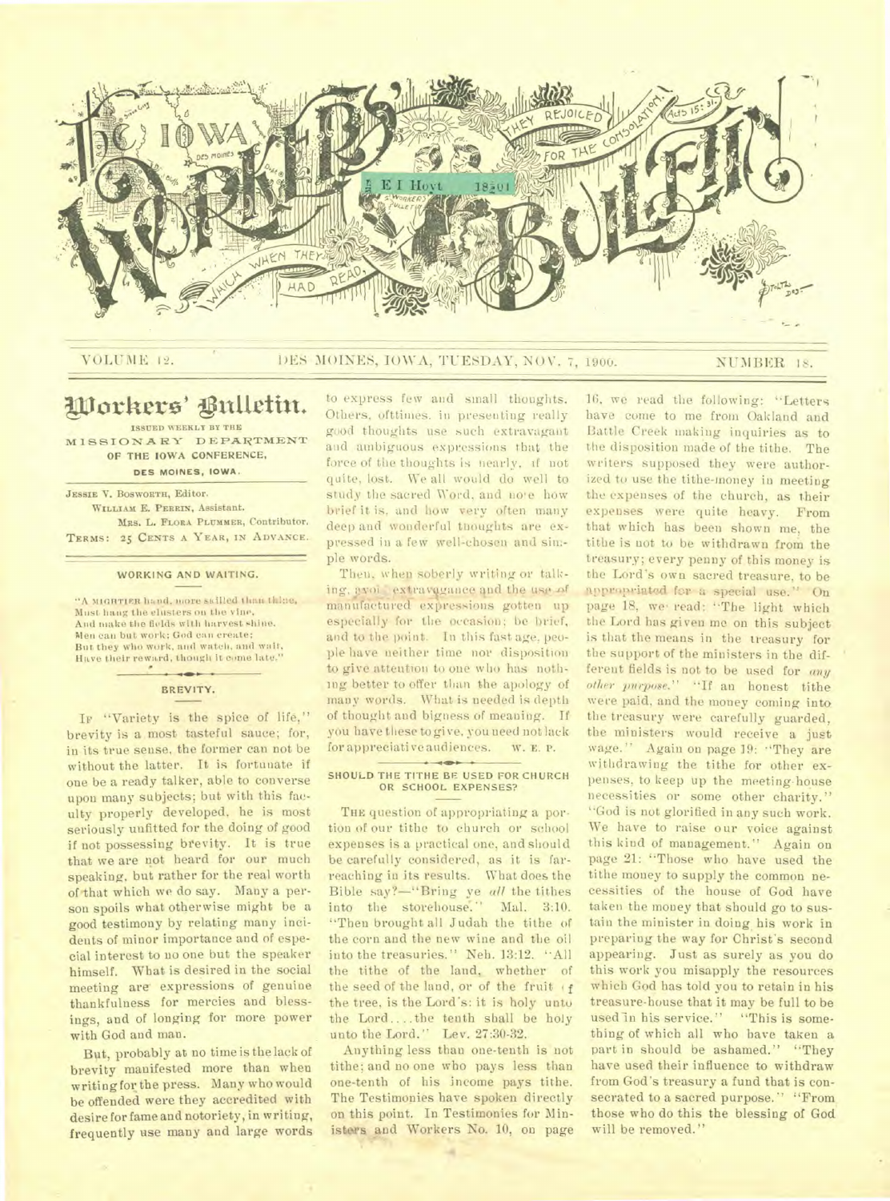# THE IOWA WORKERS' BULLETIN

"WHICH WHEN THEY HAD READ, THEY REJOICED FOR THE CONSOLATION." Acts 15:31.

VOLUME 12. DES MOINES, IOWA, TUESDAY, NOV. 7, 1900. NUMBER 18.

## Workers' Bulletin.

ISSUED WEEKLY BY THE MISSIONARY DEPARTMENT OF THE IOWA CONFERENCE, DES MOINES, IOWA.

JESSIE V. BOSWORTH, Editor.
WILLIAM E. PERRIN, Assistant.
MRS. L. FLORA PLUMMER, Contributor.
TERMS: 25 CENTS A YEAR, IN ADVANCE.

### WORKING AND WAITING.

"A MIGHTIER hand, more skilled than thine,
Must hang the clusters on the vine,
And make the fields with harvest shine.
Men can but work; God can create;
But they who work, and watch, and wait,
Have their reward, though it come late."

### BREVITY.

IF "Variety is the spice of life," brevity is a most tasteful sauce; for, in its true sense, the former can not be without the latter. It is fortunate if one be a ready talker, able to converse upon many subjects; but with this faculty properly developed, he is most seriously unfitted for the doing of good if not possessing brevity. It is true that we are not heard for our much speaking, but rather for the real worth of that which we do say. Many a person spoils what otherwise might be a good testimony by relating many incidents of minor importance and of especial interest to no one but the speaker himself. What is desired in the social meeting are expressions of genuine thankfulness for mercies and blessings, and of longing for more power with God and man.

But, probably at no time is the lack of brevity manifested more than when writing for the press. Many who would be offended were they accredited with desire for fame and notoriety, in writing, frequently use many and large words to express few and small thoughts. Others, ofttimes, in presenting really good thoughts use such extravagant and ambiguous expressions that the force of the thoughts is nearly, if not quite, lost. We all would do well to study the sacred Word, and note how brief it is, and how very often many deep and wonderful thoughts are expressed in a few well-chosen and simple words.

Then, when soberly writing or talking, avoid extravagance and the use of manufactured expressions gotten up especially for the occasion; be brief, and to the point. In this fast age, people have neither time nor disposition to give attention to one who has nothing better to offer than the apology of many words. What is needed is depth of thought and bigness of meaning. If you have these to give, you need not lack for appreciative audiences. W. E. P.

### SHOULD THE TITHE BE USED FOR CHURCH OR SCHOOL EXPENSES?

THE question of appropriating a portion of our tithe to church or school expenses is a practical one, and should be carefully considered, as it is far-reaching in its results. What does the Bible say?—"Bring ye *all* the tithes into the storehouse." Mal. 3:10. "Then brought all Judah the tithe of the corn and the new wine and the oil into the treasuries." Neh. 13:12. "All the tithe of the land, whether of the seed of the land, or of the fruit of the tree, is the Lord's: it is holy unto the Lord....the tenth shall be holy unto the Lord." Lev. 27:30-32.

Anything less than one-tenth is not tithe; and no one who pays less than one-tenth of his income pays tithe. The Testimonies have spoken directly on this point. In Testimonies for Ministers and Workers No. 10, on page 16, we read the following: "Letters have come to me from Oakland and Battle Creek making inquiries as to the disposition made of the tithe. The writers supposed they were authorized to use the tithe-money in meeting the expenses of the church, as their expenses were quite heavy. From that which has been shown me, the tithe is not to be withdrawn from the treasury; every penny of this money is the Lord's own sacred treasure, to be appropriated for a special use." On page 18, we read: "The light which the Lord has given me on this subject is that the means in the treasury for the support of the ministers in the different fields is not to be used for *any other purpose*." "If an honest tithe were paid, and the money coming into the treasury were carefully guarded, the ministers would receive a just wage." Again on page 19: "They are withdrawing the tithe for other expenses, to keep up the meeting-house necessities or some other charity." "God is not glorified in any such work. We have to raise our voice against this kind of management." Again on page 21: "Those who have used the tithe money to supply the common necessities of the house of God have taken the money that should go to sustain the minister in doing his work in preparing the way for Christ's second appearing. Just as surely as you do this work you misapply the resources which God has told you to retain in his treasure-house that it may be full to be used in his service." "This is something of which all who have taken a part in should be ashamed." "They have used their influence to withdraw from God's treasury a fund that is consecrated to a sacred purpose." "From those who do this the blessing of God will be removed."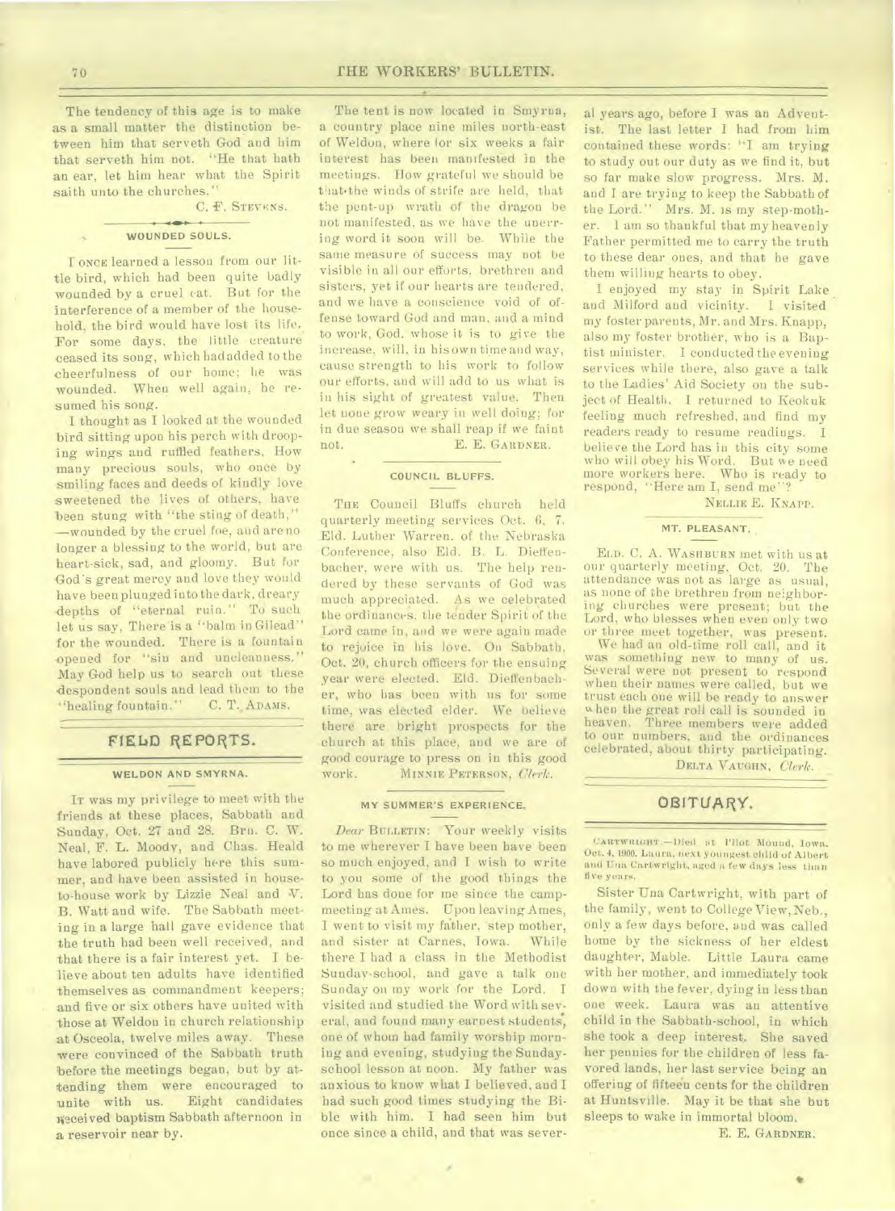The tendency of this age is to make as a small matter the distinction between him that serveth God and him that serveth him not. "He that hath an ear, let him hear what the Spirit saith unto the churches."

C. F. STEVENS.

### WOUNDED SOULS.

I ONCE learned a lesson from our little bird, which had been quite badly wounded by a cruel cat. But for the interference of a member of the household, the bird would have lost its life. For some days, the little creature ceased its song, which had added to the cheerfulness of our home; he was wounded. When well again, he resumed his song.

I thought as I looked at the wounded bird sitting upon his perch with drooping wings and ruffled feathers. How many precious souls, who once by smiling faces and deeds of kindly love sweetened the lives of others, have been stung with "the sting of death," —wounded by the cruel foe, and are no longer a blessing to the world, but are heart-sick, sad, and gloomy. But for God's great mercy and love they would have been plunged into the dark, dreary depths of "eternal ruin." To such let us say, There is a "balm in Gilead" for the wounded. There is a fountain opened for "sin and uncleanness." May God help us to search out these despondent souls and lead them to the "healing fountain." C. T. ADAMS.

## FIELD REPORTS.

### WELDON AND SMYRNA.

IT was my privilege to meet with the friends at these places, Sabbath and Sunday, Oct. 27 and 28. Brn. C. W. Neal, F. L. Moody, and Chas. Heald have labored publicly here this summer, and have been assisted in house-to-house work by Lizzie Neal and V. B. Watt and wife. The Sabbath meeting in a large hall gave evidence that the truth had been well received, and that there is a fair interest yet. I believe about ten adults have identified themselves as commandment keepers; and five or six others have united with those at Weldon in church relationship at Osceola, twelve miles away. These were convinced of the Sabbath truth before the meetings began, but by attending them were encouraged to unite with us. Eight candidates received baptism Sabbath afternoon in a reservoir near by.

The tent is now located in Smyrna, a country place nine miles north-east of Weldon, where for six weeks a fair interest has been manifested in the meetings. How grateful we should be that the winds of strife are held, that the pent-up wrath of the dragon be not manifested, as we have the unerring word it soon will be. While the same measure of success may not be visible in all our efforts, brethren and sisters, yet if our hearts are tendered, and we have a conscience void of offense toward God and man, and a mind to work, God, whose it is to give the increase, will, in his own time and way, cause strength to his work to follow our efforts, and will add to us what is in his sight of greatest value. Then let none grow weary in well doing; for in due season we shall reap if we faint not. E. E. GARDNER.

### COUNCIL BLUFFS.

THE Council Bluffs church held quarterly meeting services Oct. 6, 7. Eld. Luther Warren, of the Nebraska Conference, also Eld. B. L. Dieffenbacher, were with us. The help rendered by these servants of God was much appreciated. As we celebrated the ordinances, the tender Spirit of the Lord came in, and we were again made to rejoice in his love. On Sabbath, Oct. 20, church officers for the ensuing year were elected. Eld. Dieffenbacher, who has been with us for some time, was elected elder. We believe there are bright prospects for the church at this place, and we are of good courage to press on in this good work. MINNIE PETERSON, *Clerk*.

### MY SUMMER'S EXPERIENCE.

*Dear* BULLETIN: Your weekly visits to me wherever I have been have been so much enjoyed, and I wish to write to you some of the good things the Lord has done for me since the camp-meeting at Ames. Upon leaving Ames, I went to visit my father, step mother, and sister at Carnes, Iowa. While there I had a class in the Methodist Sunday-school, and gave a talk one Sunday on my work for the Lord. I visited and studied the Word with several, and found many earnest students, one of whom had family worship morning and evening, studying the Sunday-school lesson at noon. My father was anxious to know what I believed, and I had such good times studying the Bible with him. I had seen him but once since a child, and that was several years ago, before I was an Adventist. The last letter I had from him contained these words: "I am trying to study out our duty as we find it, but so far make slow progress. Mrs. M. and I are trying to keep the Sabbath of the Lord." Mrs. M. is my step-mother. I am so thankful that my heavenly Father permitted me to carry the truth to these dear ones, and that he gave them willing hearts to obey.

I enjoyed my stay in Spirit Lake and Milford and vicinity. I visited my foster parents, Mr. and Mrs. Knapp, also my foster brother, who is a Baptist minister. I conducted the evening services while there, also gave a talk to the Ladies' Aid Society on the subject of Health. I returned to Keokuk feeling much refreshed, and find my readers ready to resume readings. I believe the Lord has in this city some who will obey his Word. But we need more workers here. Who is ready to respond, "Here am I, send me"?

NELLIE E. KNAPP.

### MT. PLEASANT.

ELD. C. A. WASHBURN met with us at our quarterly meeting, Oct. 20. The attendance was not as large as usual, as none of the brethren from neighboring churches were present; but the Lord, who blesses when even only two or three meet together, was present.

We had an old-time roll call, and it was something new to many of us. Several were not present to respond when their names were called, but we trust each one will be ready to answer when the great roll call is sounded in heaven. Three members were added to our numbers, and the ordinances celebrated, about thirty participating.

DELTA VAUGHN, *Clerk*.

## OBITUARY.

CARTWRIGHT.—Died at Pilot Mound, Iowa, Oct. 4, 1900, Laura, next youngest child of Albert and Una Cartwright, aged a few days less than five years.

Sister Una Cartwright, with part of the family, went to College View, Neb., only a few days before, and was called home by the sickness of her eldest daughter, Mable. Little Laura came with her mother, and immediately took down with the fever, dying in less than one week. Laura was an attentive child in the Sabbath-school, in which she took a deep interest. She saved her pennies for the children of less favored lands, her last service being an offering of fifteen cents for the children at Huntsville. May it be that she but sleeps to wake in immortal bloom.

E. E. GARDNER.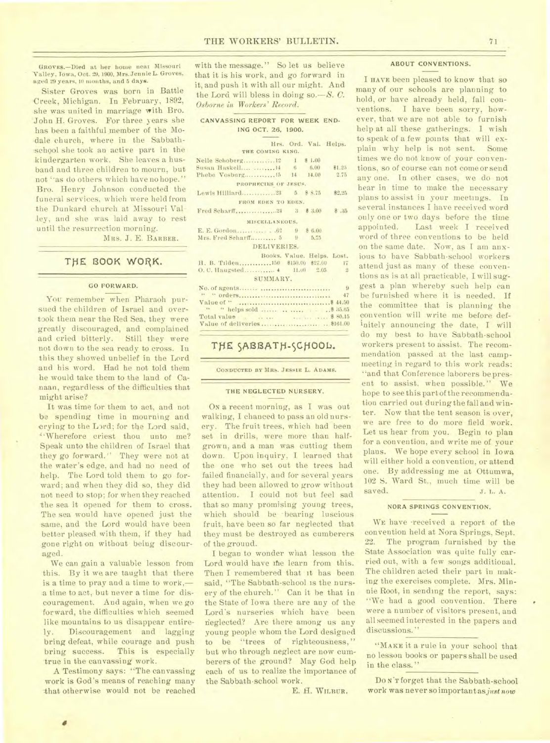GROVES.—Died at her home near Missouri Valley, Iowa, Oct. 29, 1900, Mrs. Jennie L. Groves, aged 29 years, 10 months, and 5 days.

Sister Groves was born in Battle Creek, Michigan. In February, 1892, she was united in marriage with Bro. John H. Groves. For three years she has been a faithful member of the Modale church, where in the Sabbath-school she took an active part in the kindergarten work. She leaves a husband and three children to mourn, but not "as do others which have no hope." Bro. Henry Johnson conducted the funeral services, which were held from the Dunkard church at Missouri Valley, and she was laid away to rest until the resurrection morning.

MRS. J. E. BARBER.

## THE BOOK WORK.

### GO FORWARD.

You remember when Pharaoh pursued the children of Israel and overtook them near the Red Sea, they were greatly discouraged, and complained and cried bitterly. Still they were not down to the sea ready to cross. In this they showed unbelief in the Lord and his word. Had he not told them he would take them to the land of Canaan, regardless of the difficulties that might arise?

It was time for them to act, and not be spending time in mourning and crying to the Lord; for the Lord said, "Wherefore criest thou unto me? Speak unto the children of Israel that they go forward." They were not at the water's edge, and had no need of help. The Lord told them to go forward; and when they did so, they did not need to stop; for when they reached the sea it opened for them to cross. The sea would have opened just the same, and the Lord would have been better pleased with them, if they had gone right on without being discouraged.

We can gain a valuable lesson from this. By it we are taught that there is a time to pray and a time to work,—a time to act, but never a time for discouragement. And again, when we go forward, the difficulties which seemed like mountains to us disappear entirely. Discouragement and lagging bring defeat, while courage and push bring success. This is especially true in the canvassing work.

A Testimony says: "The canvassing work is God's means of reaching many that otherwise would not be reached with the message." So let us believe that it is his work, and go forward in it, and push it with all our might. And the Lord will bless in doing so.—*S. C. Osborne in Workers' Record.*

### CANVASSING REPORT FOR WEEK ENDING OCT. 26, 1900.

| | Hrs. | Ord. | Val. | Helps. |
|---|---|---|---|---|
| THE COMING KING. | | | | |
| Nelle Schoberg | 12 | 1 | $ 1.00 | |
| Susan Haskell | 14 | 6 | 6.00 | $1.25 |
| Phebe Vosburg | 15 | 14 | 14.00 | 2.75 |
| PROPHECIES OF JESUS. | | | | |
| Lewis Hilliard | 23 | 5 | $ 8.75 | $2.25 |
| FROM EDEN TO EDEN. | | | | |
| Fred Scharff | 24 | 3 | $ 3.00 | $ .35 |
| MISCELLANEOUS. | | | | |
| E. E. Gordon | 62 | 9 | $ 6.00 | |
| Mrs. Fred Scharff | 5 | 9 | 5.75 | |

DELIVERIES.

| | Books. | Value. | Helps. | Lost. |
|---|---|---|---|---|
| H. B. Tilden | 150 | $150.00 | $27.00 | 17 |
| O. C. Haugsted | 4 | 11.00 | 2.05 | 3 |

SUMMARY.

| | |
|---|---|
| No. of agents | 9 |
| " " orders | 47 |
| Value of " | $ 44.50 |
| " " helps sold | $ 35.65 |
| Total value | $ 80.15 |
| Value of deliveries | $161.00 |

## THE SABBATH-SCHOOL.

CONDUCTED BY MRS. JESSIE L. ADAMS.

### THE NEGLECTED NURSERY.

ON a recent morning, as I was out walking, I chanced to pass an old nursery. The fruit trees, which had been set in drills, were more than half-grown, and a man was cutting them down. Upon inquiry, I learned that the one who set out the trees had failed financially, and for several years they had been allowed to grow without attention. I could not but feel sad that so many promising young trees, which should be bearing luscious fruit, have been so far neglected that they must be destroyed as cumberers of the ground.

I began to wonder what lesson the Lord would have me learn from this. Then I remembered that it has been said, "The Sabbath-school is the nursery of the church." Can it be that in the State of Iowa there are any of the Lord's nurseries which have been neglected? Are there among us any young people whom the Lord designed to be "trees of righteousness," but who through neglect are now cumberers of the ground? May God help each of us to realize the importance of the Sabbath-school work.

E. H. WILBUR.

### ABOUT CONVENTIONS.

I HAVE been pleased to know that so many of our schools are planning to hold, or have already held, fall conventions. I have been sorry, however, that we are not able to furnish help at all these gatherings. I wish to speak of a few points that will explain why help is not sent. Some times we do not know of your conventions, so of course can not come or send any one. In other cases, we do not hear in time to make the necessary plans to assist in your meetings. In several instances I have received word only one or two days before the time appointed. Last week I received word of three conventions to be held on the same date. Now, as I am anxious to have Sabbath-school workers attend just as many of these conventions as is at all practicable, I will suggest a plan whereby such help can be furnished where it is needed. If the committee that is planning the convention will write me before definitely announcing the date, I will do my best to have Sabbath-school workers present to assist. The recommendation passed at the last camp-meeting in regard to this work reads: "and that Conference laborers be present to assist, when possible." We hope to see this part of the recommendation carried out during the fall and winter. Now that the tent season is over, we are free to do more field work. Let us hear from you. Begin to plan for a convention, and write me of your plans. We hope every school in Iowa will either hold a convention, or attend one. By addressing me at Ottumwa, 102 S. Ward St., much time will be saved.

J. L. A.

### NORA SPRINGS CONVENTION.

WE have received a report of the convention held at Nora Springs, Sept. 22. The program furnished by the State Association was quite fully carried out, with a few songs additional. The children acted their part in making the exercises complete. Mrs. Minnie Root, in sending the report, says: "We had a good convention. There were a number of visitors present, and all seemed interested in the papers and discussions."

"MAKE it a rule in your school that no lesson books or papers shall be used in the class."

DON'T forget that the Sabbath-school work was never so important as *just now*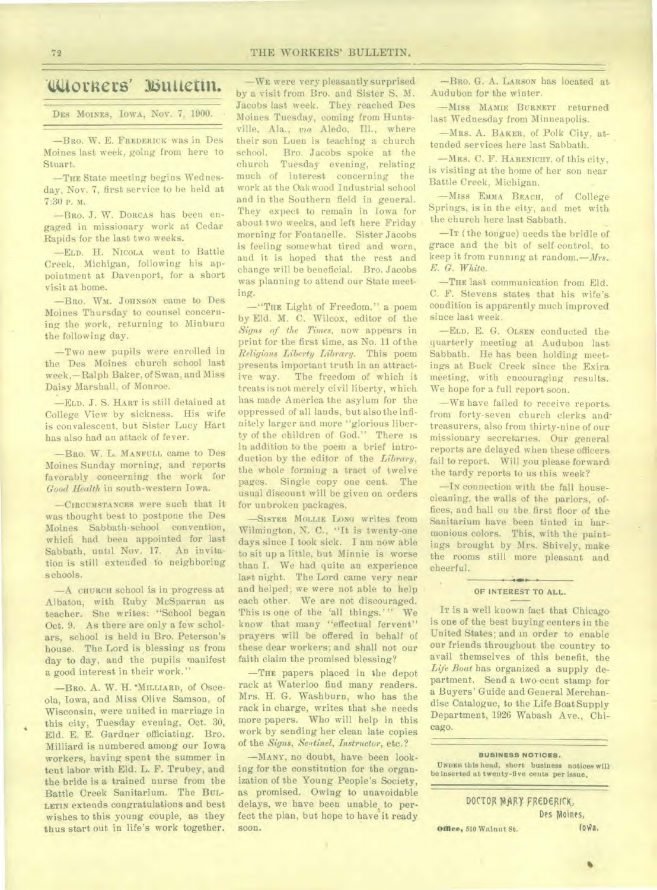# Workers' Bulletin.

DES MOINES, IOWA, NOV. 7, 1900.

—BRO. W. E. FREDERICK was in Des Moines last week, going from here to Stuart.

—THE State meeting begins Wednesday, Nov. 7, first service to be held at 7:30 P. M.

—BRO. J. W. DORCAS has been engaged in missionary work at Cedar Rapids for the last two weeks.

—ELD. H. NICOLA went to Battle Creek, Michigan, following his appointment at Davenport, for a short visit at home.

—BRO. WM. JOHNSON came to Des Moines Thursday to counsel concerning the work, returning to Minburn the following day.

—Two new pupils were enrolled in the Des Moines church school last week,—Ralph Baker, of Swan, and Miss Daisy Marshall, of Monroe.

—ELD. J. S. HART is still detained at College View by sickness. His wife is convalescent, but Sister Lucy Hart has also had an attack of fever.

—BRO. W. L. MANFULL came to Des Moines Sunday morning, and reports favorably concerning the work for *Good Health* in south-western Iowa.

—CIRCUMSTANCES were such that it was thought best to postpone the Des Moines Sabbath-school convention, which had been appointed for last Sabbath, until Nov. 17. An invitation is still extended to neighboring schools.

—A CHURCH school is in progress at Albaton, with Ruby McSparran as teacher. She writes: "School began Oct. 9. As there are only a few scholars, school is held in Bro. Peterson's house. The Lord is blessing us from day to day, and the pupils manifest a good interest in their work."

—BRO. A. W. H. MILLIARD, of Osceola, Iowa, and Miss Olive Samson, of Wisconsin, were united in marriage in this city, Tuesday evening, Oct. 30, Eld. E. E. Gardner officiating. Bro. Milliard is numbered among our Iowa workers, having spent the summer in tent labor with Eld. L. F. Trubey, and the bride is a trained nurse from the Battle Creek Sanitarium. The BULLETIN extends congratulations and best wishes to this young couple, as they thus start out in life's work together.

—WE were very pleasantly surprised by a visit from Bro. and Sister S. M. Jacobs last week. They reached Des Moines Tuesday, coming from Huntsville, Ala., *via* Aledo, Ill., where their son Luen is teaching a church school. Bro. Jacobs spoke at the church Tuesday evening, relating much of interest concerning the work at the Oakwood Industrial school and in the Southern field in general. They expect to remain in Iowa for about two weeks, and left here Friday morning for Fontanelle. Sister Jacobs is feeling somewhat tired and worn, and it is hoped that the rest and change will be beneficial. Bro. Jacobs was planning to attend our State meeting.

—"THE Light of Freedom," a poem by Eld. M. C. Wilcox, editor of the *Signs of the Times*, now appears in print for the first time, as No. 11 of the *Religious Liberty Library*. This poem presents important truth in an attractive way. The freedom of which it treats is not merely civil liberty, which has made America the asylum for the oppressed of all lands, but also the infinitely larger and more "glorious liberty of the children of God." There is in addition to the poem a brief introduction by the editor of the *Library*, the whole forming a tract of twelve pages. Single copy one cent. The usual discount will be given on orders for unbroken packages.

—SISTER MOLLIE LONG writes from Wilmington, N. C., "It is twenty-one days since I took sick. I am now able to sit up a little, but Minnie is worse than I. We had quite an experience last night. The Lord came very near and helped; we were not able to help each other. We are not discouraged. This is one of the 'all things.'" We know that many "effectual fervent" prayers will be offered in behalf of these dear workers; and shall not our faith claim the promised blessing?

—THE papers placed in the depot rack at Waterloo find many readers. Mrs. H. G. Washburn, who has the rack in charge, writes that she needs more papers. Who will help in this work by sending her clean late copies of the *Signs*, *Sentinel*, *Instructor*, etc.?

—MANY, no doubt, have been looking for the constitution for the organization of the Young People's Society, as promised. Owing to unavoidable delays, we have been unable to perfect the plan, but hope to have it ready soon.

—BRO. G. A. LARSON has located at Audubon for the winter.

—MISS MAMIE BURNETT returned last Wednesday from Minneapolis.

—MRS. A. BAKER, of Polk City, attended services here last Sabbath.

—MRS. C. F. HABENICHT, of this city, is visiting at the home of her son near Battle Creek, Michigan.

—MISS EMMA BEACH, of College Springs, is in the city, and met with the church here last Sabbath.

—IT (the tongue) needs the bridle of grace and the bit of self-control, to keep it from running at random.—*Mrs. E. G. White.*

—THE last communication from Eld. C. F. Stevens states that his wife's condition is apparently much improved since last week.

—ELD. E. G. OLSEN conducted the quarterly meeting at Audubon last Sabbath. He has been holding meetings at Buck Creek since the Exira meeting, with encouraging results. We hope for a full report soon.

—WE have failed to receive reports from forty-seven church clerks and treasurers, also from thirty-nine of our missionary secretaries. Our general reports are delayed when these officers fail to report. Will you please forward the tardy reports to us this week?

—IN connection with the fall housecleaning, the walls of the parlors, offices, and hall on the first floor of the Sanitarium have been tinted in harmonious colors. This, with the paintings brought by Mrs. Shively, make the rooms still more pleasant and cheerful.

## OF INTEREST TO ALL.

IT is a well known fact that Chicago is one of the best buying centers in the United States; and in order to enable our friends throughout the country to avail themselves of this benefit, the *Life Boat* has organized a supply department. Send a two-cent stamp for a Buyers' Guide and General Merchandise Catalogue, to the Life Boat Supply Department, 1926 Wabash Ave., Chicago.

## BUSINESS NOTICES.

UNDER this head, short business notices will be inserted at twenty-five cents per issue.

DOCTOR MARY FREDERICK,
Des Moines,
Office, 510 Walnut St. Iowa.